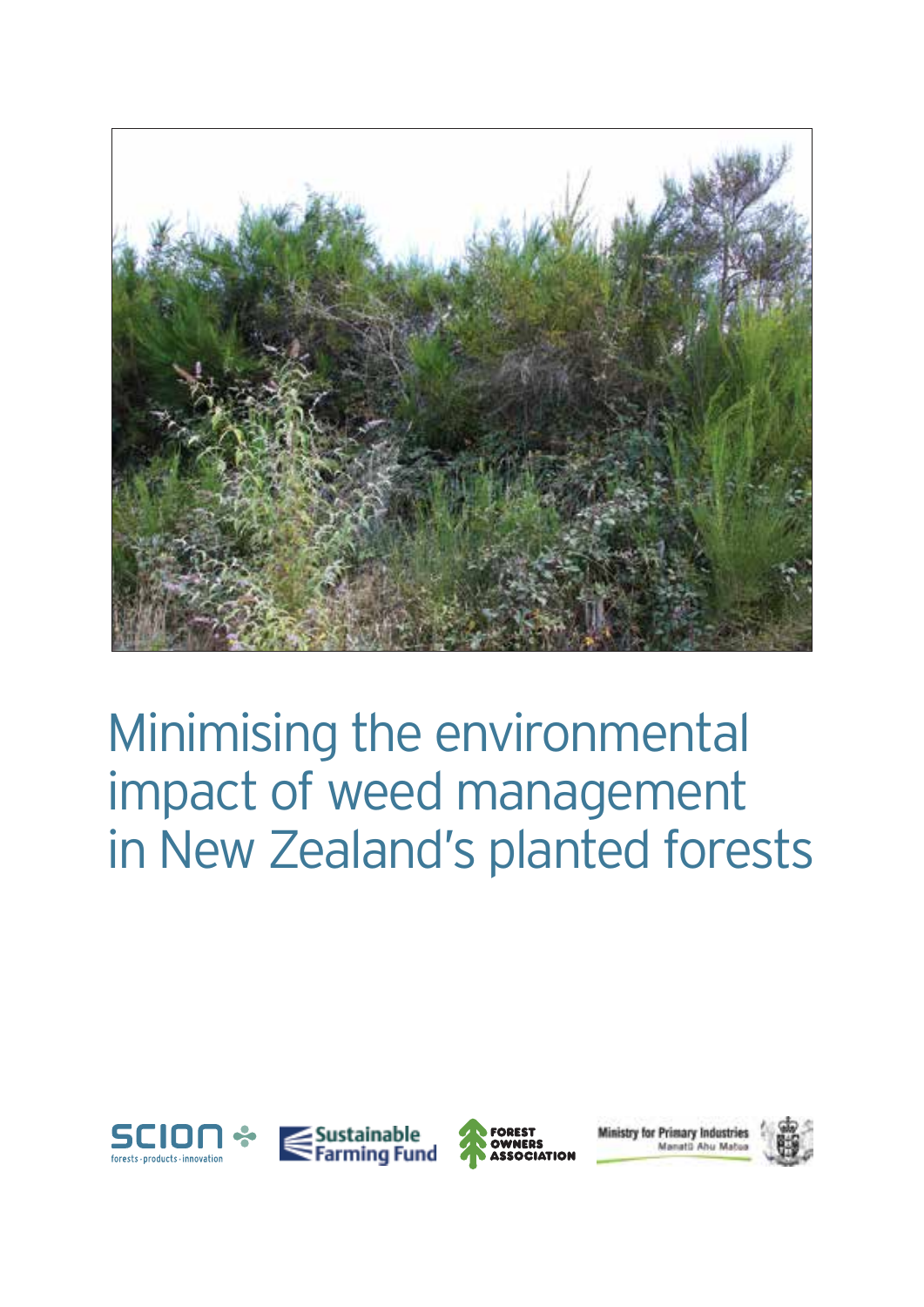# Minimising the environmental impact of weed management in New Zealand's planted forests

SCION forests · products · innovation

Sustainable Farming Fund

FOREST OWNERS ASSOCIATION

Ministry for Primary Industries
Manatū Ahu Matua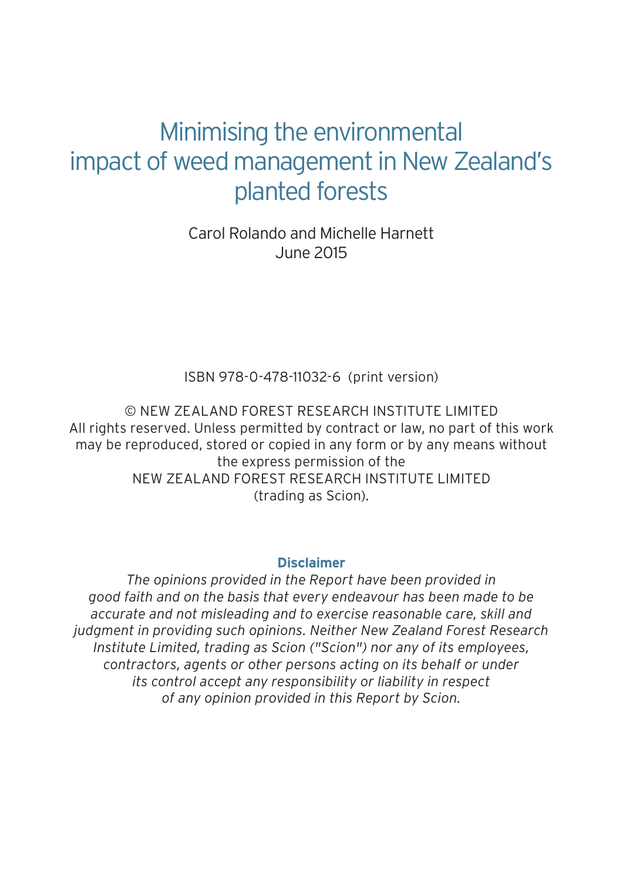# Minimising the environmental impact of weed management in New Zealand's planted forests

Carol Rolando and Michelle Harnett
June 2015

ISBN 978-0-478-11032-6 (print version)

© NEW ZEALAND FOREST RESEARCH INSTITUTE LIMITED
All rights reserved. Unless permitted by contract or law, no part of this work may be reproduced, stored or copied in any form or by any means without the express permission of the
NEW ZEALAND FOREST RESEARCH INSTITUTE LIMITED
(trading as Scion).

**Disclaimer**

*The opinions provided in the Report have been provided in good faith and on the basis that every endeavour has been made to be accurate and not misleading and to exercise reasonable care, skill and judgment in providing such opinions. Neither New Zealand Forest Research Institute Limited, trading as Scion ("Scion") nor any of its employees, contractors, agents or other persons acting on its behalf or under its control accept any responsibility or liability in respect of any opinion provided in this Report by Scion.*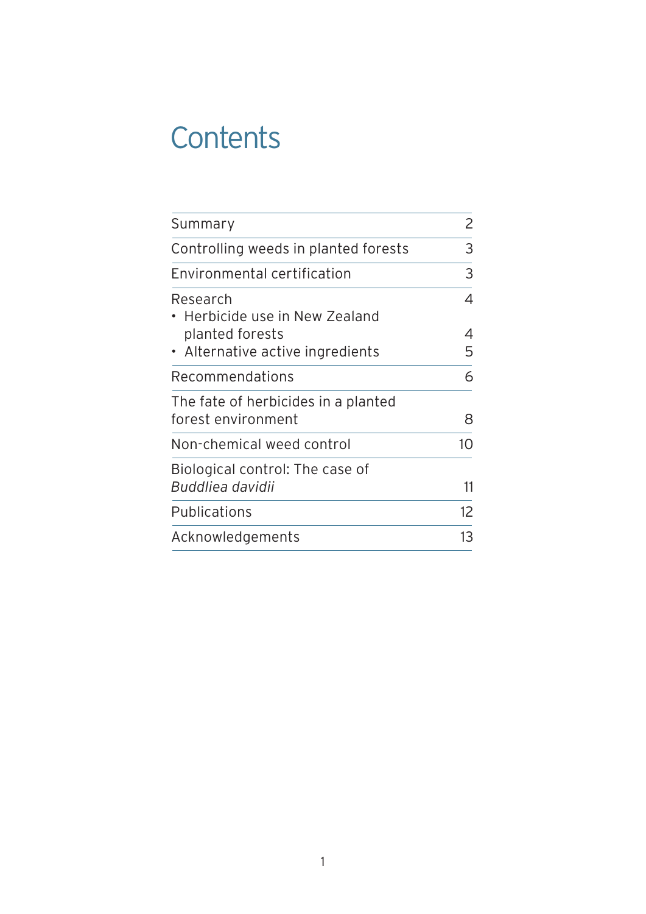# Contents

| | |
|---|---|
| Summary | 2 |
| Controlling weeds in planted forests | 3 |
| Environmental certification | 3 |
| Research | 4 |
| • Herbicide use in New Zealand planted forests | 4 |
| • Alternative active ingredients | 5 |
| Recommendations | 6 |
| The fate of herbicides in a planted forest environment | 8 |
| Non-chemical weed control | 10 |
| Biological control: The case of *Buddliea davidii* | 11 |
| Publications | 12 |
| Acknowledgements | 13 |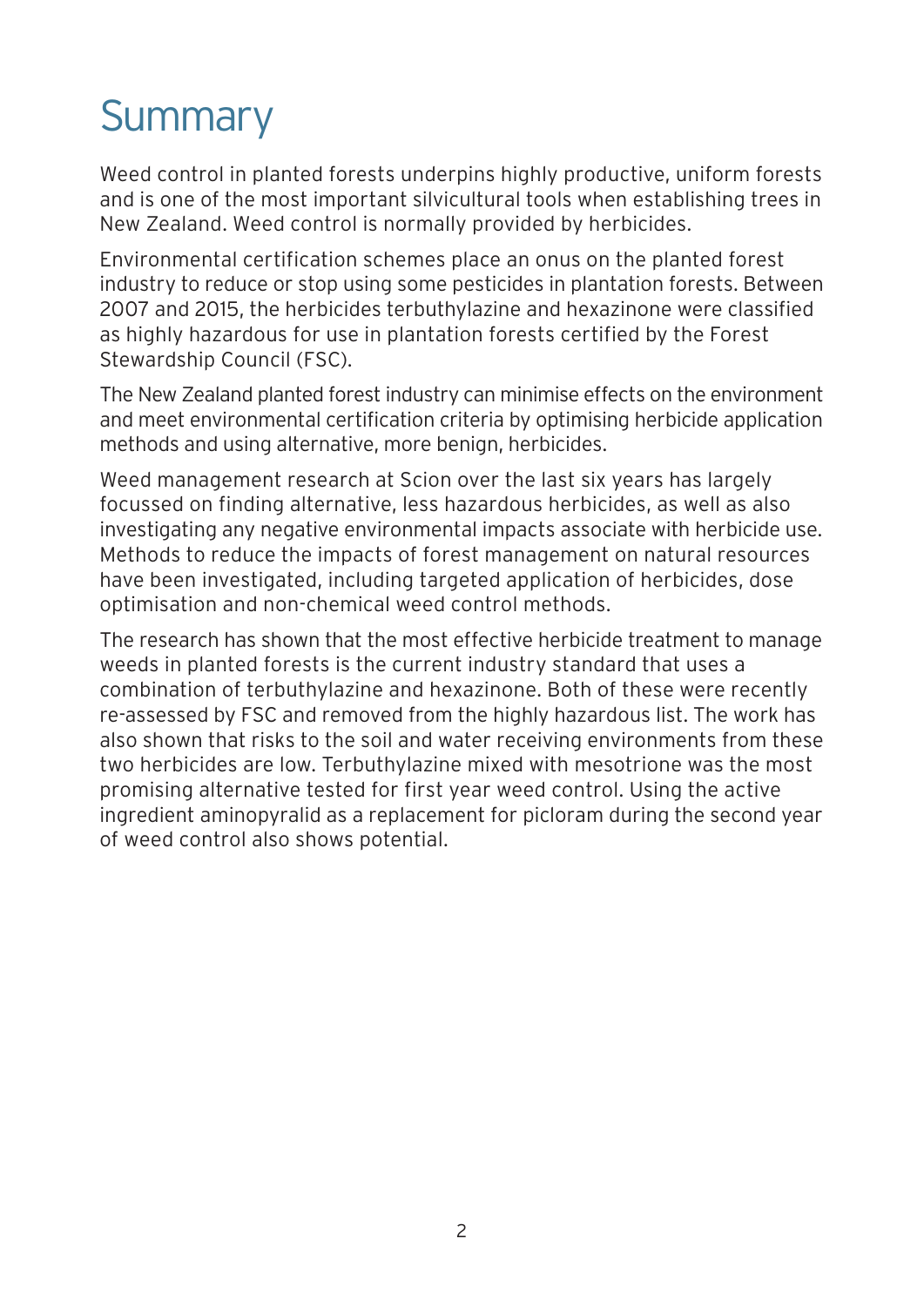# Summary

Weed control in planted forests underpins highly productive, uniform forests and is one of the most important silvicultural tools when establishing trees in New Zealand. Weed control is normally provided by herbicides.

Environmental certification schemes place an onus on the planted forest industry to reduce or stop using some pesticides in plantation forests. Between 2007 and 2015, the herbicides terbuthylazine and hexazinone were classified as highly hazardous for use in plantation forests certified by the Forest Stewardship Council (FSC).

The New Zealand planted forest industry can minimise effects on the environment and meet environmental certification criteria by optimising herbicide application methods and using alternative, more benign, herbicides.

Weed management research at Scion over the last six years has largely focussed on finding alternative, less hazardous herbicides, as well as also investigating any negative environmental impacts associate with herbicide use. Methods to reduce the impacts of forest management on natural resources have been investigated, including targeted application of herbicides, dose optimisation and non-chemical weed control methods.

The research has shown that the most effective herbicide treatment to manage weeds in planted forests is the current industry standard that uses a combination of terbuthylazine and hexazinone. Both of these were recently re-assessed by FSC and removed from the highly hazardous list. The work has also shown that risks to the soil and water receiving environments from these two herbicides are low. Terbuthylazine mixed with mesotrione was the most promising alternative tested for first year weed control. Using the active ingredient aminopyralid as a replacement for picloram during the second year of weed control also shows potential.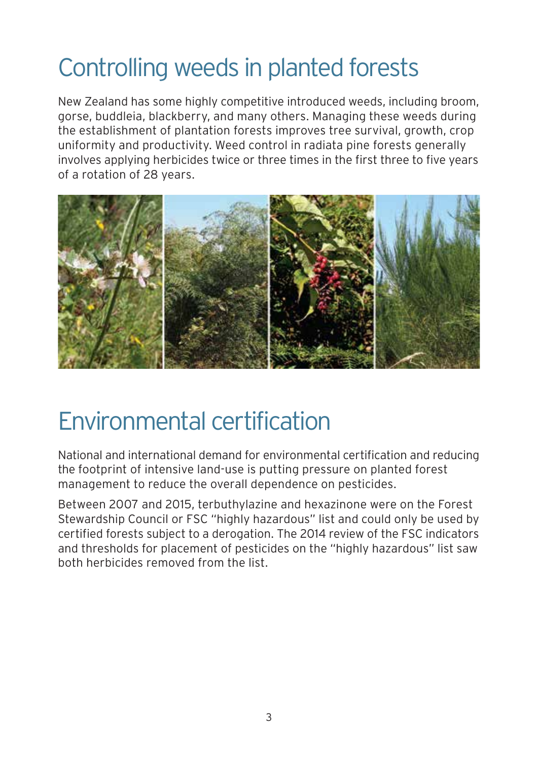# Controlling weeds in planted forests

New Zealand has some highly competitive introduced weeds, including broom, gorse, buddleia, blackberry, and many others. Managing these weeds during the establishment of plantation forests improves tree survival, growth, crop uniformity and productivity. Weed control in radiata pine forests generally involves applying herbicides twice or three times in the first three to five years of a rotation of 28 years.

# Environmental certification

National and international demand for environmental certification and reducing the footprint of intensive land-use is putting pressure on planted forest management to reduce the overall dependence on pesticides.

Between 2007 and 2015, terbuthylazine and hexazinone were on the Forest Stewardship Council or FSC "highly hazardous" list and could only be used by certified forests subject to a derogation. The 2014 review of the FSC indicators and thresholds for placement of pesticides on the "highly hazardous" list saw both herbicides removed from the list.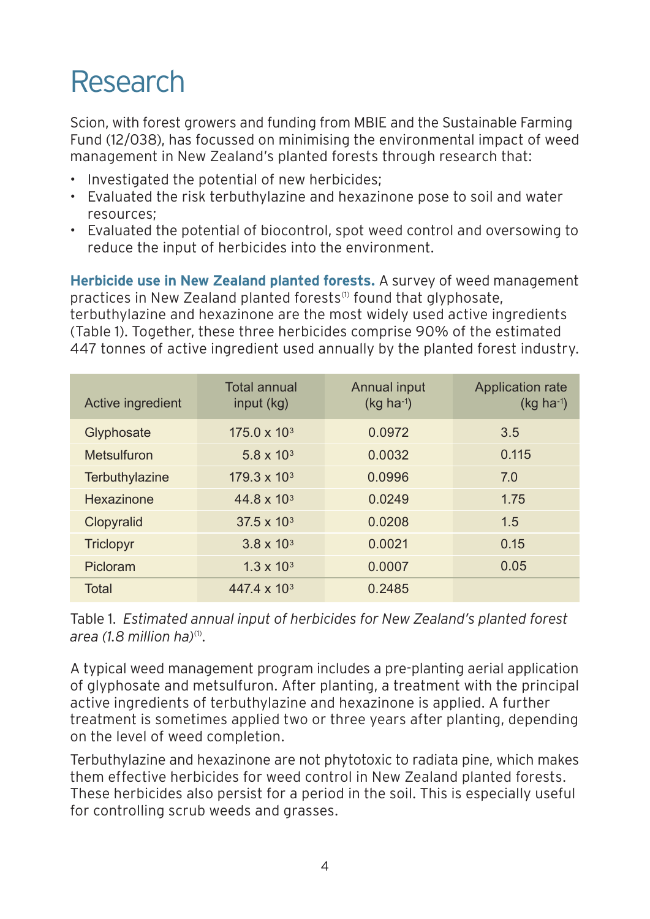# Research

Scion, with forest growers and funding from MBIE and the Sustainable Farming Fund (12/038), has focussed on minimising the environmental impact of weed management in New Zealand's planted forests through research that:

- Investigated the potential of new herbicides;
- Evaluated the risk terbuthylazine and hexazinone pose to soil and water resources;
- Evaluated the potential of biocontrol, spot weed control and oversowing to reduce the input of herbicides into the environment.

**Herbicide use in New Zealand planted forests.** A survey of weed management practices in New Zealand planted forests[1] found that glyphosate, terbuthylazine and hexazinone are the most widely used active ingredients (Table 1). Together, these three herbicides comprise 90% of the estimated 447 tonnes of active ingredient used annually by the planted forest industry.

| Active ingredient | Total annual input (kg) | Annual input (kg ha$^{-1}$) | Application rate (kg ha$^{-1}$) |
|---|---|---|---|
| Glyphosate | $175.0 \times 10^3$ | 0.0972 | 3.5 |
| Metsulfuron | $5.8 \times 10^3$ | 0.0032 | 0.115 |
| Terbuthylazine | $179.3 \times 10^3$ | 0.0996 | 7.0 |
| Hexazinone | $44.8 \times 10^3$ | 0.0249 | 1.75 |
| Clopyralid | $37.5 \times 10^3$ | 0.0208 | 1.5 |
| Triclopyr | $3.8 \times 10^3$ | 0.0021 | 0.15 |
| Picloram | $1.3 \times 10^3$ | 0.0007 | 0.05 |
| Total | $447.4 \times 10^3$ | 0.2485 | |

Table 1. *Estimated annual input of herbicides for New Zealand's planted forest area (1.8 million ha)*[1].

A typical weed management program includes a pre-planting aerial application of glyphosate and metsulfuron. After planting, a treatment with the principal active ingredients of terbuthylazine and hexazinone is applied. A further treatment is sometimes applied two or three years after planting, depending on the level of weed completion.

Terbuthylazine and hexazinone are not phytotoxic to radiata pine, which makes them effective herbicides for weed control in New Zealand planted forests. These herbicides also persist for a period in the soil. This is especially useful for controlling scrub weeds and grasses.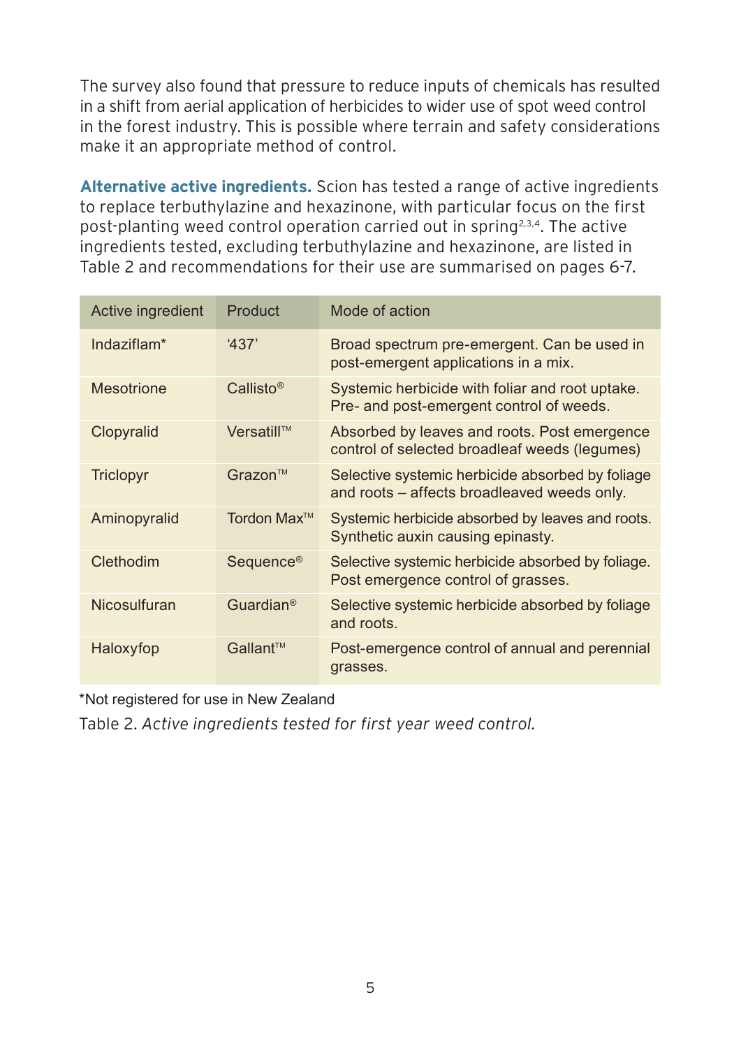The survey also found that pressure to reduce inputs of chemicals has resulted in a shift from aerial application of herbicides to wider use of spot weed control in the forest industry. This is possible where terrain and safety considerations make it an appropriate method of control.

**Alternative active ingredients.** Scion has tested a range of active ingredients to replace terbuthylazine and hexazinone, with particular focus on the first post-planting weed control operation carried out in spring[2,3,4]. The active ingredients tested, excluding terbuthylazine and hexazinone, are listed in Table 2 and recommendations for their use are summarised on pages 6-7.

| Active ingredient | Product | Mode of action |
| --- | --- | --- |
| Indaziflam* | '437' | Broad spectrum pre-emergent. Can be used in post-emergent applications in a mix. |
| Mesotrione | Callisto® | Systemic herbicide with foliar and root uptake. Pre- and post-emergent control of weeds. |
| Clopyralid | Versatill™ | Absorbed by leaves and roots. Post emergence control of selected broadleaf weeds (legumes) |
| Triclopyr | Grazon™ | Selective systemic herbicide absorbed by foliage and roots – affects broadleaved weeds only. |
| Aminopyralid | Tordon Max™ | Systemic herbicide absorbed by leaves and roots. Synthetic auxin causing epinasty. |
| Clethodim | Sequence® | Selective systemic herbicide absorbed by foliage. Post emergence control of grasses. |
| Nicosulfuran | Guardian® | Selective systemic herbicide absorbed by foliage and roots. |
| Haloxyfop | Gallant™ | Post-emergence control of annual and perennial grasses. |

*Not registered for use in New Zealand

Table 2. *Active ingredients tested for first year weed control.*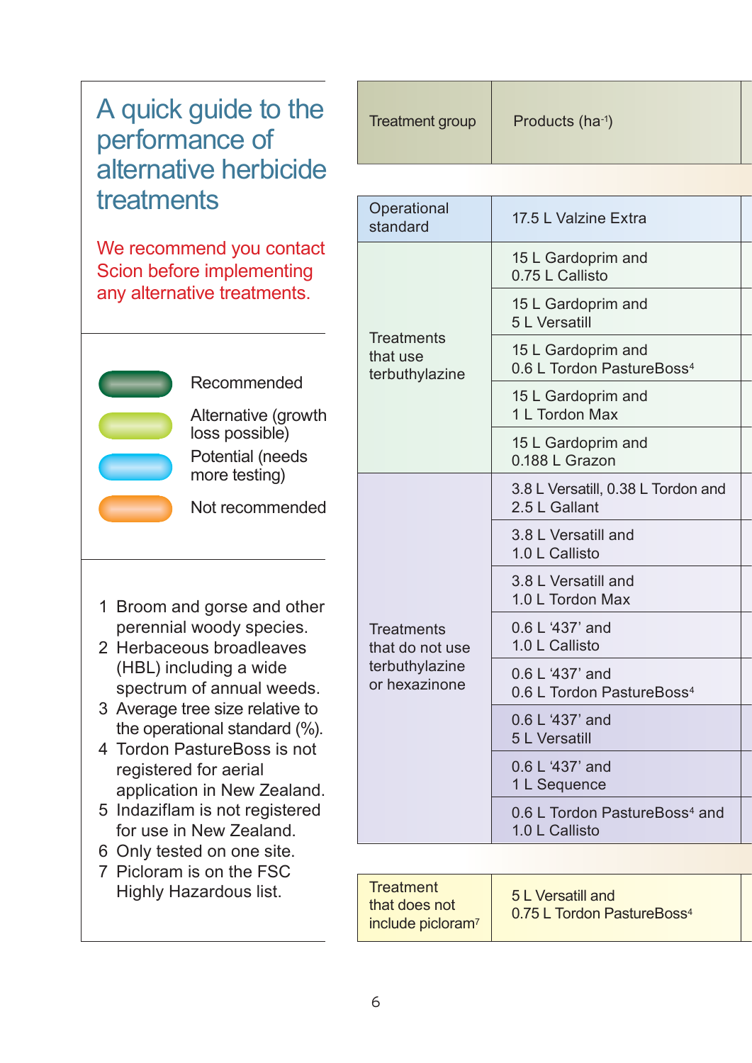# A quick guide to the performance of alternative herbicide treatments

We recommend you contact Scion before implementing any alternative treatments.

- Recommended
- Alternative (growth loss possible)
- Potential (needs more testing)
- Not recommended

1. Broom and gorse and other perennial woody species.
2. Herbaceous broadleaves (HBL) including a wide spectrum of annual weeds.
3. Average tree size relative to the operational standard (%).
4. Tordon PastureBoss is not registered for aerial application in New Zealand.
5. Indaziflam is not registered for use in New Zealand.
6. Only tested on one site.
7. Picloram is on the FSC Highly Hazardous list.

| Treatment group | Products ($ha^{-1}$) |
|---|---|
| Operational standard | 17.5 L Valzine Extra |
| Treatments that use terbuthylazine | 15 L Gardoprim and 0.75 L Callisto |
| | 15 L Gardoprim and 5 L Versatill |
| | 15 L Gardoprim and 0.6 L Tordon PastureBoss[4] |
| | 15 L Gardoprim and 1 L Tordon Max |
| | 15 L Gardoprim and 0.188 L Grazon |
| Treatments that do not use terbuthylazine or hexazinone | 3.8 L Versatill, 0.38 L Tordon and 2.5 L Gallant |
| | 3.8 L Versatill and 1.0 L Callisto |
| | 3.8 L Versatill and 1.0 L Tordon Max |
| | 0.6 L ‘437’ and 1.0 L Callisto |
| | 0.6 L ‘437’ and 0.6 L Tordon PastureBoss[4] |
| | 0.6 L ‘437’ and 5 L Versatill |
| | 0.6 L ‘437’ and 1 L Sequence |
| | 0.6 L Tordon PastureBoss[4] and 1.0 L Callisto |
| Treatment that does not include picloram[7] | 5 L Versatill and 0.75 L Tordon PastureBoss[4] |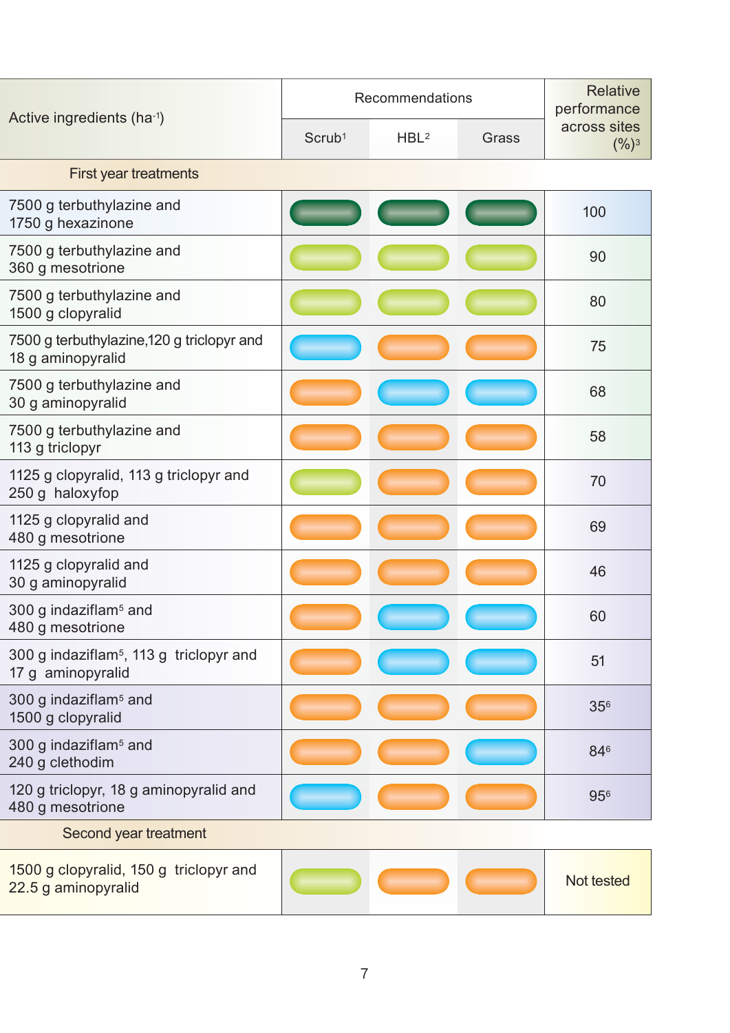| Active ingredients ($ha^{-1}$) | Recommendations | | | Relative performance across sites (%)[3] |
|---|---|---|---|---|
| | Scrub[1] | HBL[2] | Grass | |
| **First year treatments** | | | | |
| 7500 g terbuthylazine and 1750 g hexazinone | Dark green | Dark green | Dark green | 100 |
| 7500 g terbuthylazine and 360 g mesotrione | Light green | Light green | Light green | 90 |
| 7500 g terbuthylazine and 1500 g clopyralid | Light green | Light green | Light green | 80 |
| 7500 g terbuthylazine,120 g triclopyr and 18 g aminopyralid | Blue | Orange | Orange | 75 |
| 7500 g terbuthylazine and 30 g aminopyralid | Orange | Blue | Blue | 68 |
| 7500 g terbuthylazine and 113 g triclopyr | Orange | Orange | Orange | 58 |
| 1125 g clopyralid, 113 g triclopyr and 250 g haloxyfop | Light green | Orange | Orange | 70 |
| 1125 g clopyralid and 480 g mesotrione | Orange | Orange | Orange | 69 |
| 1125 g clopyralid and 30 g aminopyralid | Orange | Orange | Orange | 46 |
| 300 g indaziflam[5] and 480 g mesotrione | Orange | Blue | Blue | 60 |
| 300 g indaziflam[5], 113 g triclopyr and 17 g aminopyralid | Orange | Blue | Blue | 51 |
| 300 g indaziflam[5] and 1500 g clopyralid | Orange | Orange | Orange | 35[6] |
| 300 g indaziflam[5] and 240 g clethodim | Orange | Orange | Blue | 84[6] |
| 120 g triclopyr, 18 g aminopyralid and 480 g mesotrione | Blue | Orange | Orange | 95[6] |
| **Second year treatment** | | | | |
| 1500 g clopyralid, 150 g triclopyr and 22.5 g aminopyralid | Light green | Orange | Orange | Not tested |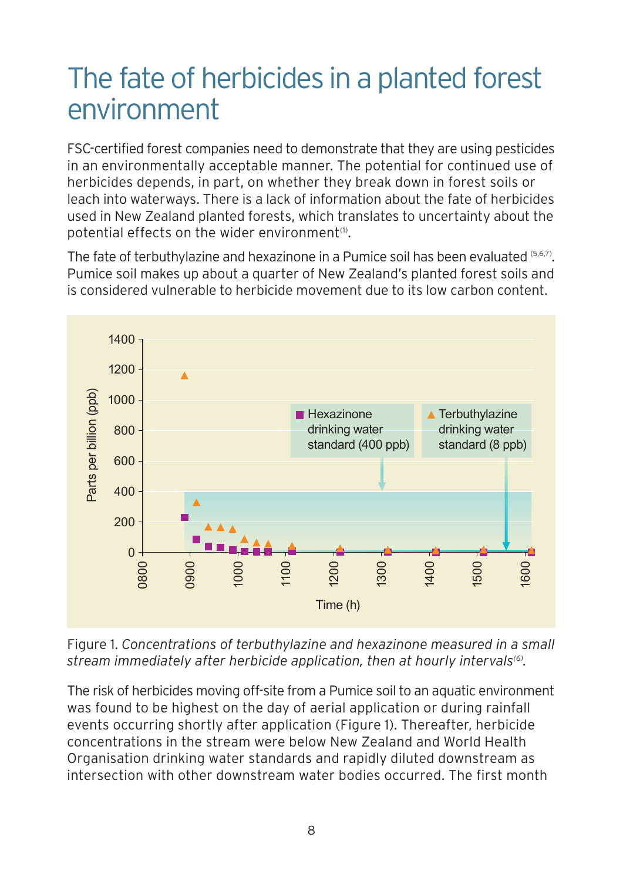# The fate of herbicides in a planted forest environment

FSC-certified forest companies need to demonstrate that they are using pesticides in an environmentally acceptable manner. The potential for continued use of herbicides depends, in part, on whether they break down in forest soils or leach into waterways. There is a lack of information about the fate of herbicides used in New Zealand planted forests, which translates to uncertainty about the potential effects on the wider environment[1].

The fate of terbuthylazine and hexazinone in a Pumice soil has been evaluated [5,6,7]. Pumice soil makes up about a quarter of New Zealand's planted forest soils and is considered vulnerable to herbicide movement due to its low carbon content.

Figure 1. *Concentrations of terbuthylazine and hexazinone measured in a small stream immediately after herbicide application, then at hourly intervals[6].*

The risk of herbicides moving off-site from a Pumice soil to an aquatic environment was found to be highest on the day of aerial application or during rainfall events occurring shortly after application (Figure 1). Thereafter, herbicide concentrations in the stream were below New Zealand and World Health Organisation drinking water standards and rapidly diluted downstream as intersection with other downstream water bodies occurred. The first month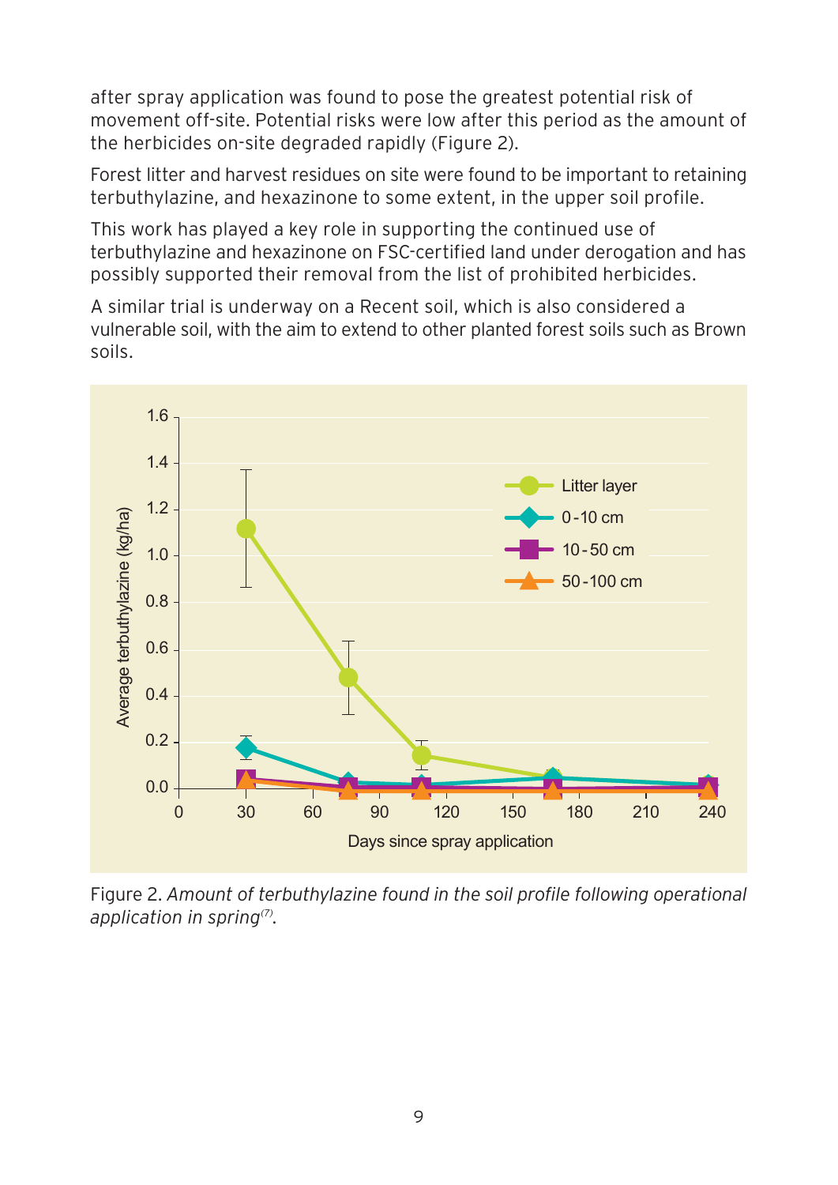after spray application was found to pose the greatest potential risk of movement off-site. Potential risks were low after this period as the amount of the herbicides on-site degraded rapidly (Figure 2).

Forest litter and harvest residues on site were found to be important to retaining terbuthylazine, and hexazinone to some extent, in the upper soil profile.

This work has played a key role in supporting the continued use of terbuthylazine and hexazinone on FSC-certified land under derogation and has possibly supported their removal from the list of prohibited herbicides.

A similar trial is underway on a Recent soil, which is also considered a vulnerable soil, with the aim to extend to other planted forest soils such as Brown soils.

Figure 2. *Amount of terbuthylazine found in the soil profile following operational application in spring*[7].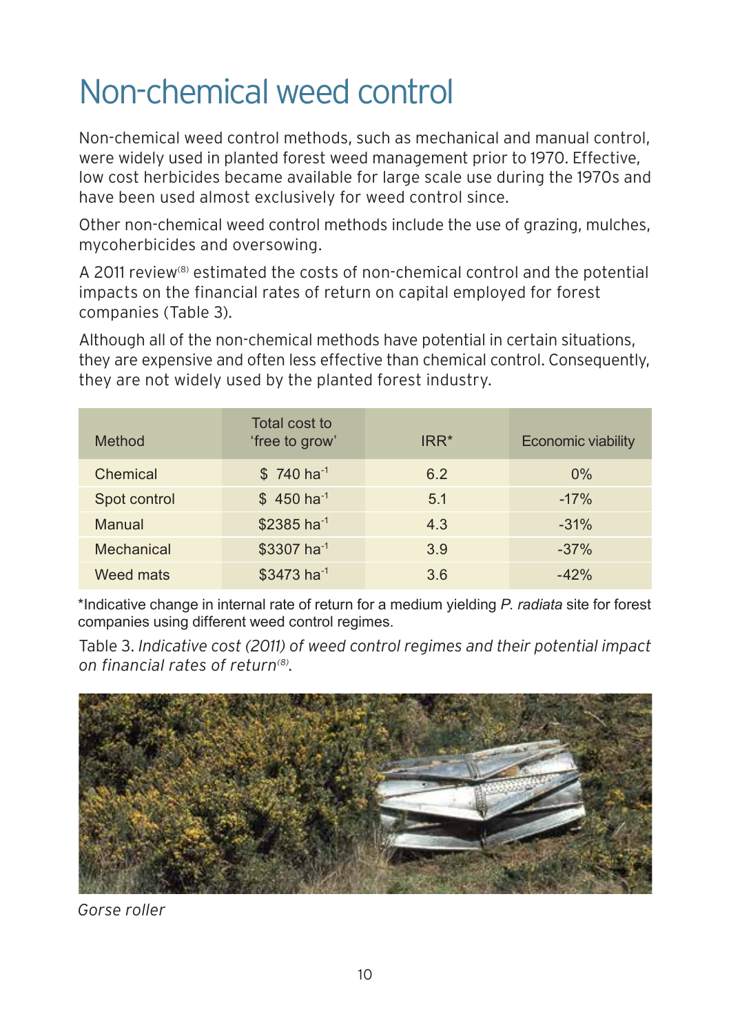# Non-chemical weed control

Non-chemical weed control methods, such as mechanical and manual control, were widely used in planted forest weed management prior to 1970. Effective, low cost herbicides became available for large scale use during the 1970s and have been used almost exclusively for weed control since.

Other non-chemical weed control methods include the use of grazing, mulches, mycoherbicides and oversowing.

A 2011 review[8] estimated the costs of non-chemical control and the potential impacts on the financial rates of return on capital employed for forest companies (Table 3).

Although all of the non-chemical methods have potential in certain situations, they are expensive and often less effective than chemical control. Consequently, they are not widely used by the planted forest industry.

| Method | Total cost to 'free to grow' | IRR* | Economic viability |
|---|---|---|---|
| Chemical | $ 740 $ha^{-1}$ | 6.2 | 0% |
| Spot control | $ 450 $ha^{-1}$ | 5.1 | -17% |
| Manual | $2385 $ha^{-1}$ | 4.3 | -31% |
| Mechanical | $3307 $ha^{-1}$ | 3.9 | -37% |
| Weed mats | $3473 $ha^{-1}$ | 3.6 | -42% |

*Indicative change in internal rate of return for a medium yielding *P. radiata* site for forest companies using different weed control regimes.

Table 3. *Indicative cost (2011) of weed control regimes and their potential impact on financial rates of return[8].*

*Gorse roller*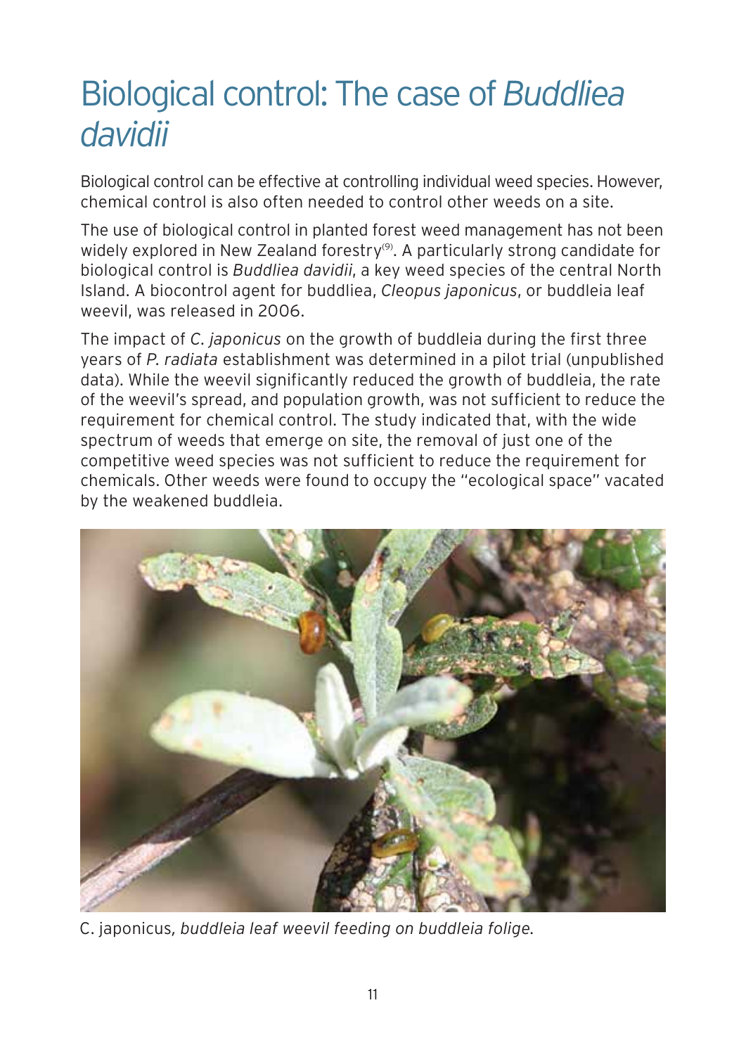# Biological control: The case of *Buddliea davidii*

Biological control can be effective at controlling individual weed species. However, chemical control is also often needed to control other weeds on a site.

The use of biological control in planted forest weed management has not been widely explored in New Zealand forestry[9]. A particularly strong candidate for biological control is *Buddliea davidii*, a key weed species of the central North Island. A biocontrol agent for buddliea, *Cleopus japonicus*, or buddleia leaf weevil, was released in 2006.

The impact of *C. japonicus* on the growth of buddleia during the first three years of *P. radiata* establishment was determined in a pilot trial (unpublished data). While the weevil significantly reduced the growth of buddleia, the rate of the weevil's spread, and population growth, was not sufficient to reduce the requirement for chemical control. The study indicated that, with the wide spectrum of weeds that emerge on site, the removal of just one of the competitive weed species was not sufficient to reduce the requirement for chemicals. Other weeds were found to occupy the "ecological space" vacated by the weakened buddleia.

C. japonicus, *buddleia leaf weevil feeding on buddleia folige.*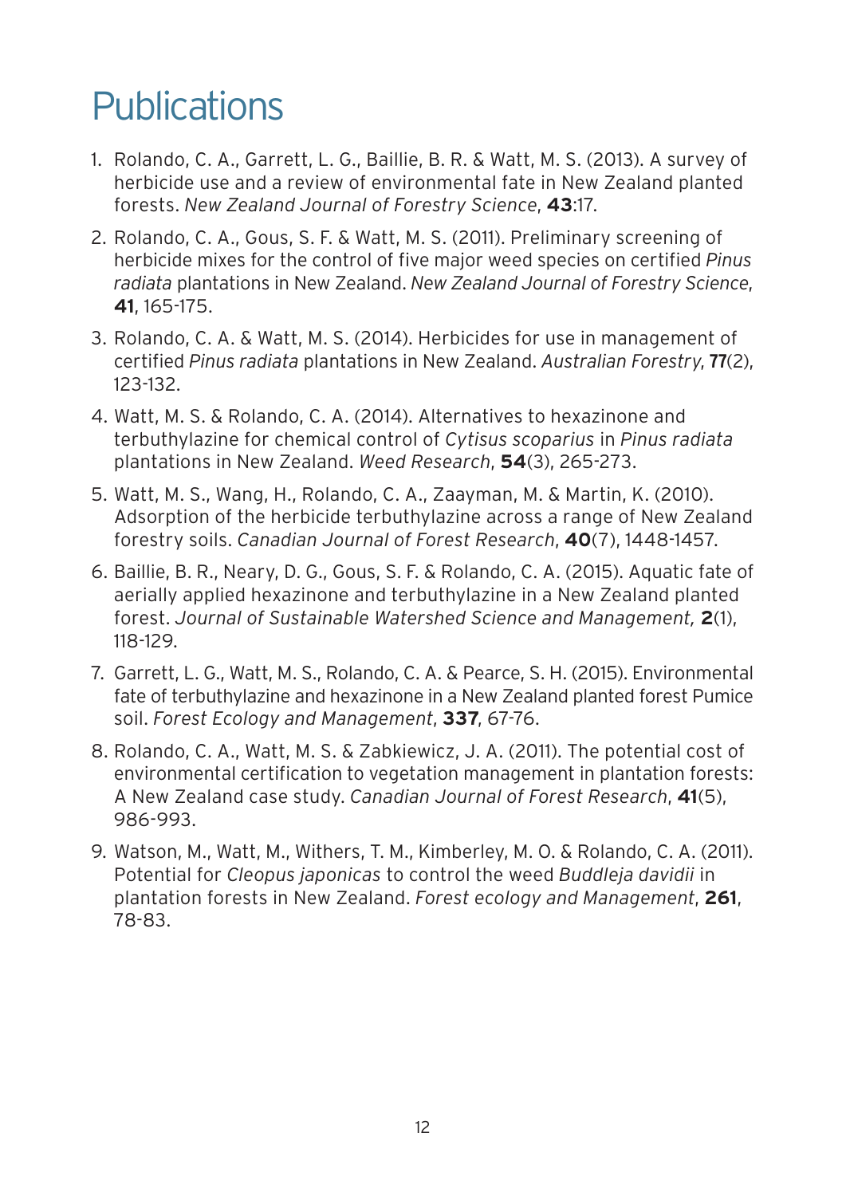# Publications

1. Rolando, C. A., Garrett, L. G., Baillie, B. R. & Watt, M. S. (2013). A survey of herbicide use and a review of environmental fate in New Zealand planted forests. *New Zealand Journal of Forestry Science*, **43**:17.
2. Rolando, C. A., Gous, S. F. & Watt, M. S. (2011). Preliminary screening of herbicide mixes for the control of five major weed species on certified *Pinus radiata* plantations in New Zealand. *New Zealand Journal of Forestry Science*, **41**, 165-175.
3. Rolando, C. A. & Watt, M. S. (2014). Herbicides for use in management of certified *Pinus radiata* plantations in New Zealand. *Australian Forestry*, **77**(2), 123-132.
4. Watt, M. S. & Rolando, C. A. (2014). Alternatives to hexazinone and terbuthylazine for chemical control of *Cytisus scoparius* in *Pinus radiata* plantations in New Zealand. *Weed Research*, **54**(3), 265-273.
5. Watt, M. S., Wang, H., Rolando, C. A., Zaayman, M. & Martin, K. (2010). Adsorption of the herbicide terbuthylazine across a range of New Zealand forestry soils. *Canadian Journal of Forest Research*, **40**(7), 1448-1457.
6. Baillie, B. R., Neary, D. G., Gous, S. F. & Rolando, C. A. (2015). Aquatic fate of aerially applied hexazinone and terbuthylazine in a New Zealand planted forest. *Journal of Sustainable Watershed Science and Management,* **2**(1), 118-129.
7. Garrett, L. G., Watt, M. S., Rolando, C. A. & Pearce, S. H. (2015). Environmental fate of terbuthylazine and hexazinone in a New Zealand planted forest Pumice soil. *Forest Ecology and Management*, **337**, 67-76.
8. Rolando, C. A., Watt, M. S. & Zabkiewicz, J. A. (2011). The potential cost of environmental certification to vegetation management in plantation forests: A New Zealand case study. *Canadian Journal of Forest Research*, **41**(5), 986-993.
9. Watson, M., Watt, M., Withers, T. M., Kimberley, M. O. & Rolando, C. A. (2011). Potential for *Cleopus japonicas* to control the weed *Buddleja davidii* in plantation forests in New Zealand. *Forest ecology and Management*, **261**, 78-83.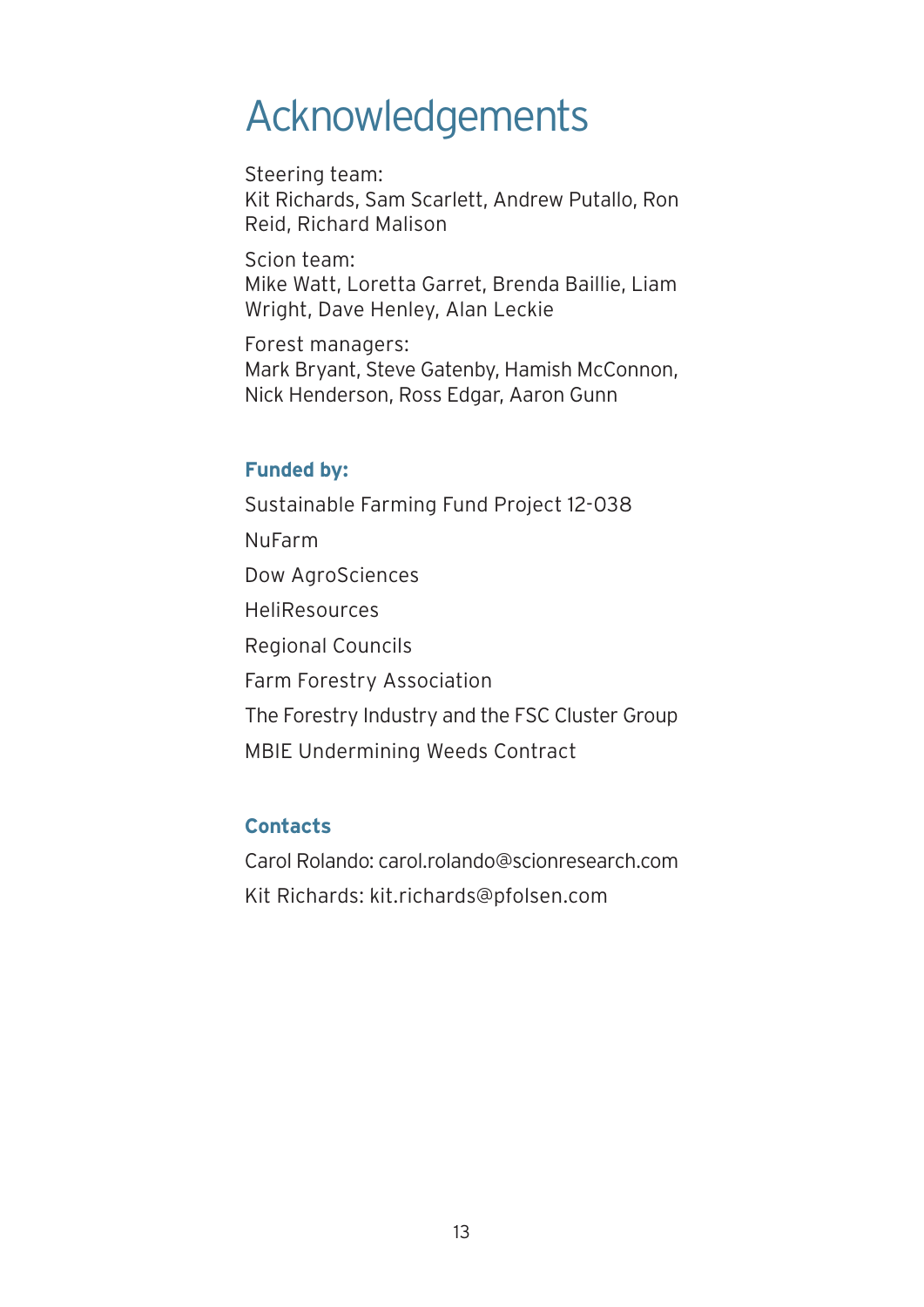# Acknowledgements

Steering team:
Kit Richards, Sam Scarlett, Andrew Putallo, Ron Reid, Richard Malison

Scion team:
Mike Watt, Loretta Garret, Brenda Baillie, Liam Wright, Dave Henley, Alan Leckie

Forest managers:
Mark Bryant, Steve Gatenby, Hamish McConnon, Nick Henderson, Ross Edgar, Aaron Gunn

## Funded by:

Sustainable Farming Fund Project 12-038

NuFarm

Dow AgroSciences

HeliResources

Regional Councils

Farm Forestry Association

The Forestry Industry and the FSC Cluster Group

MBIE Undermining Weeds Contract

## Contacts

Carol Rolando: carol.rolando@scionresearch.com

Kit Richards: kit.richards@pfolsen.com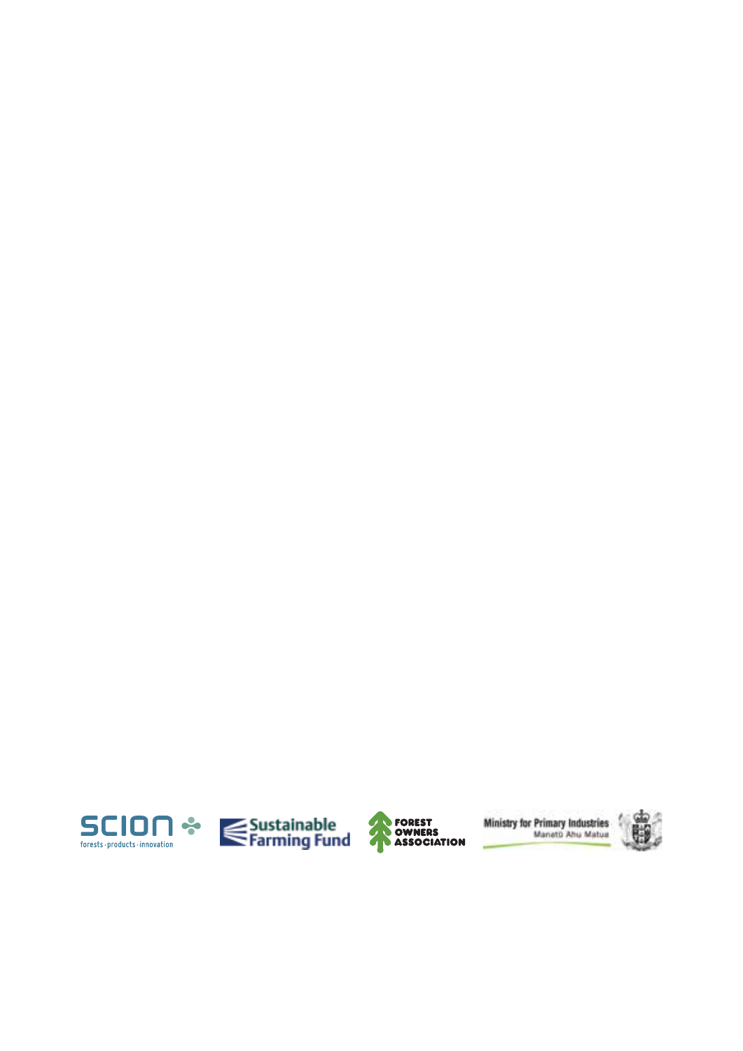SCION forests · products · innovation

Sustainable Farming Fund

FOREST OWNERS ASSOCIATION

Ministry for Primary Industries
Manatū Ahu Matua